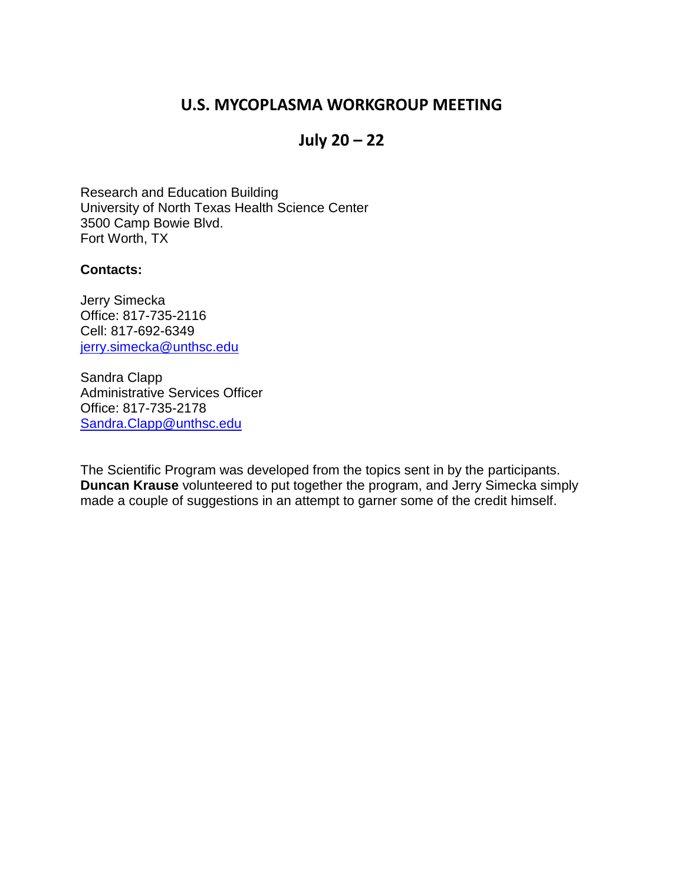# U.S. MYCOPLASMA WORKGROUP MEETING

## July 20 – 22

Research and Education Building
University of North Texas Health Science Center
3500 Camp Bowie Blvd.
Fort Worth, TX

**Contacts:**

Jerry Simecka
Office: 817-735-2116
Cell: 817-692-6349
jerry.simecka@unthsc.edu

Sandra Clapp
Administrative Services Officer
Office: 817-735-2178
Sandra.Clapp@unthsc.edu

The Scientific Program was developed from the topics sent in by the participants. **Duncan Krause** volunteered to put together the program, and Jerry Simecka simply made a couple of suggestions in an attempt to garner some of the credit himself.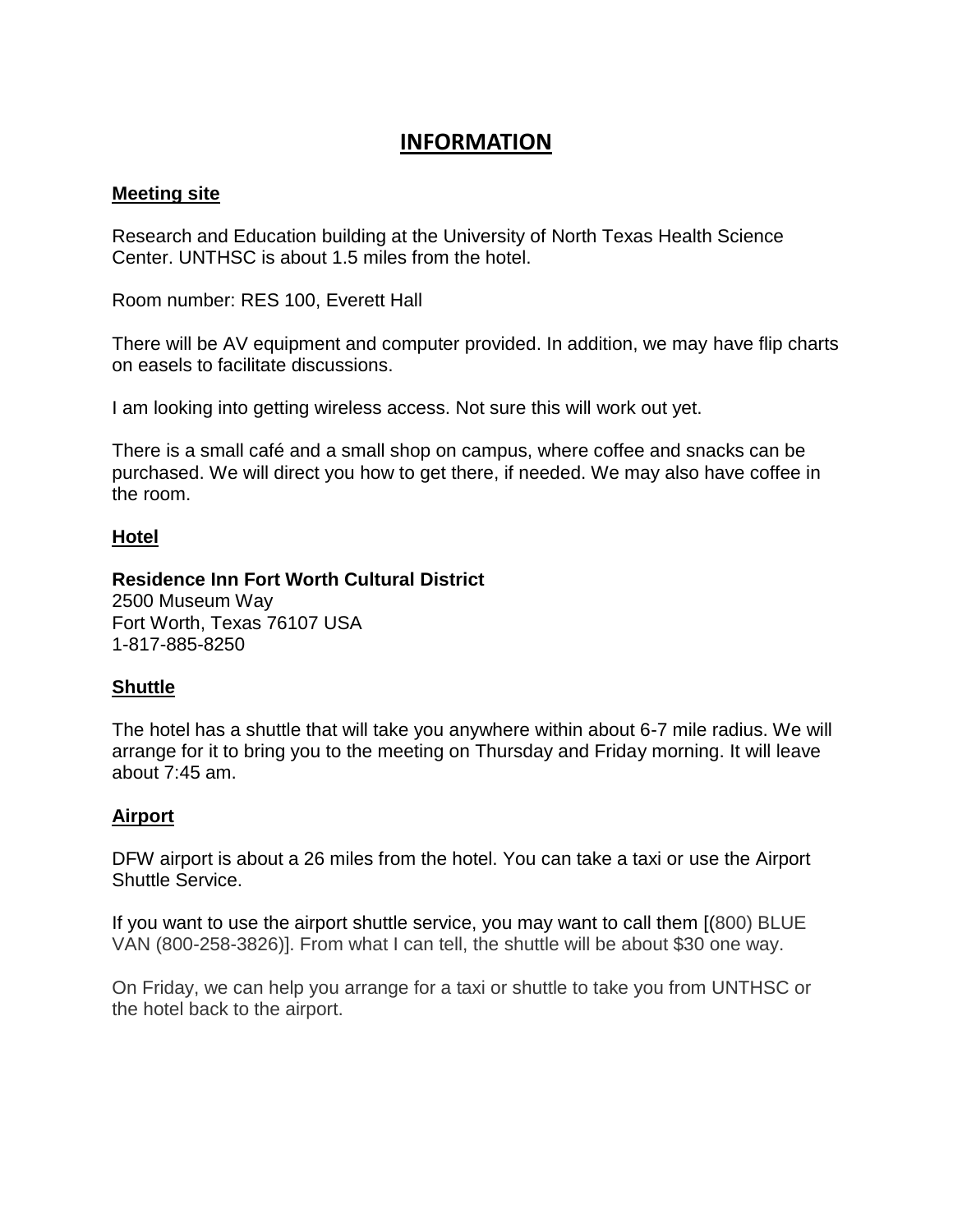# INFORMATION

## Meeting site

Research and Education building at the University of North Texas Health Science Center. UNTHSC is about 1.5 miles from the hotel.

Room number: RES 100, Everett Hall

There will be AV equipment and computer provided. In addition, we may have flip charts on easels to facilitate discussions.

I am looking into getting wireless access. Not sure this will work out yet.

There is a small café and a small shop on campus, where coffee and snacks can be purchased. We will direct you how to get there, if needed. We may also have coffee in the room.

## Hotel

**Residence Inn Fort Worth Cultural District**
2500 Museum Way
Fort Worth, Texas 76107 USA
1-817-885-8250

## Shuttle

The hotel has a shuttle that will take you anywhere within about 6-7 mile radius. We will arrange for it to bring you to the meeting on Thursday and Friday morning. It will leave about 7:45 am.

## Airport

DFW airport is about a 26 miles from the hotel. You can take a taxi or use the Airport Shuttle Service.

If you want to use the airport shuttle service, you may want to call them [(800) BLUE VAN (800-258-3826)]. From what I can tell, the shuttle will be about $30 one way.

On Friday, we can help you arrange for a taxi or shuttle to take you from UNTHSC or the hotel back to the airport.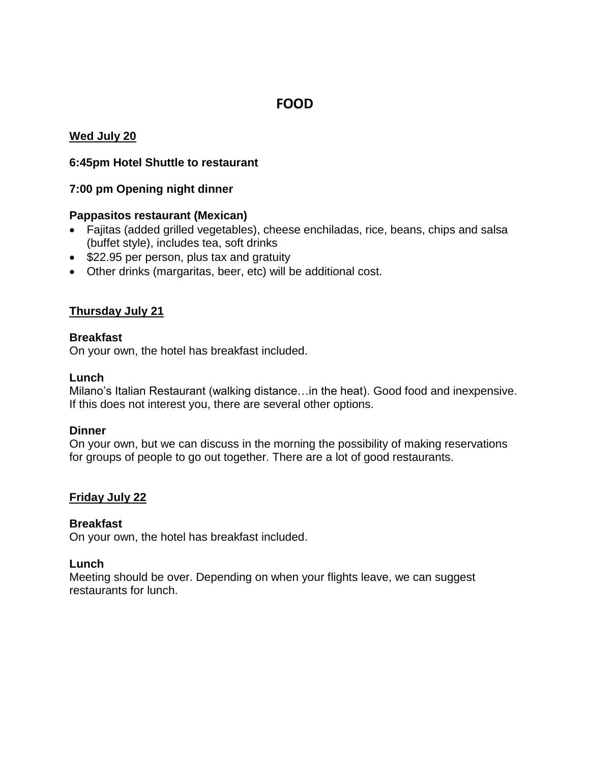# FOOD

**<u>Wed July 20</u>**

**6:45pm Hotel Shuttle to restaurant**

**7:00 pm Opening night dinner**

**Pappasitos restaurant (Mexican)**

- Fajitas (added grilled vegetables), cheese enchiladas, rice, beans, chips and salsa (buffet style), includes tea, soft drinks
- $22.95 per person, plus tax and gratuity
- Other drinks (margaritas, beer, etc) will be additional cost.

**<u>Thursday July 21</u>**

**Breakfast**
On your own, the hotel has breakfast included.

**Lunch**
Milano's Italian Restaurant (walking distance…in the heat). Good food and inexpensive. If this does not interest you, there are several other options.

**Dinner**
On your own, but we can discuss in the morning the possibility of making reservations for groups of people to go out together. There are a lot of good restaurants.

**<u>Friday July 22</u>**

**Breakfast**
On your own, the hotel has breakfast included.

**Lunch**
Meeting should be over. Depending on when your flights leave, we can suggest restaurants for lunch.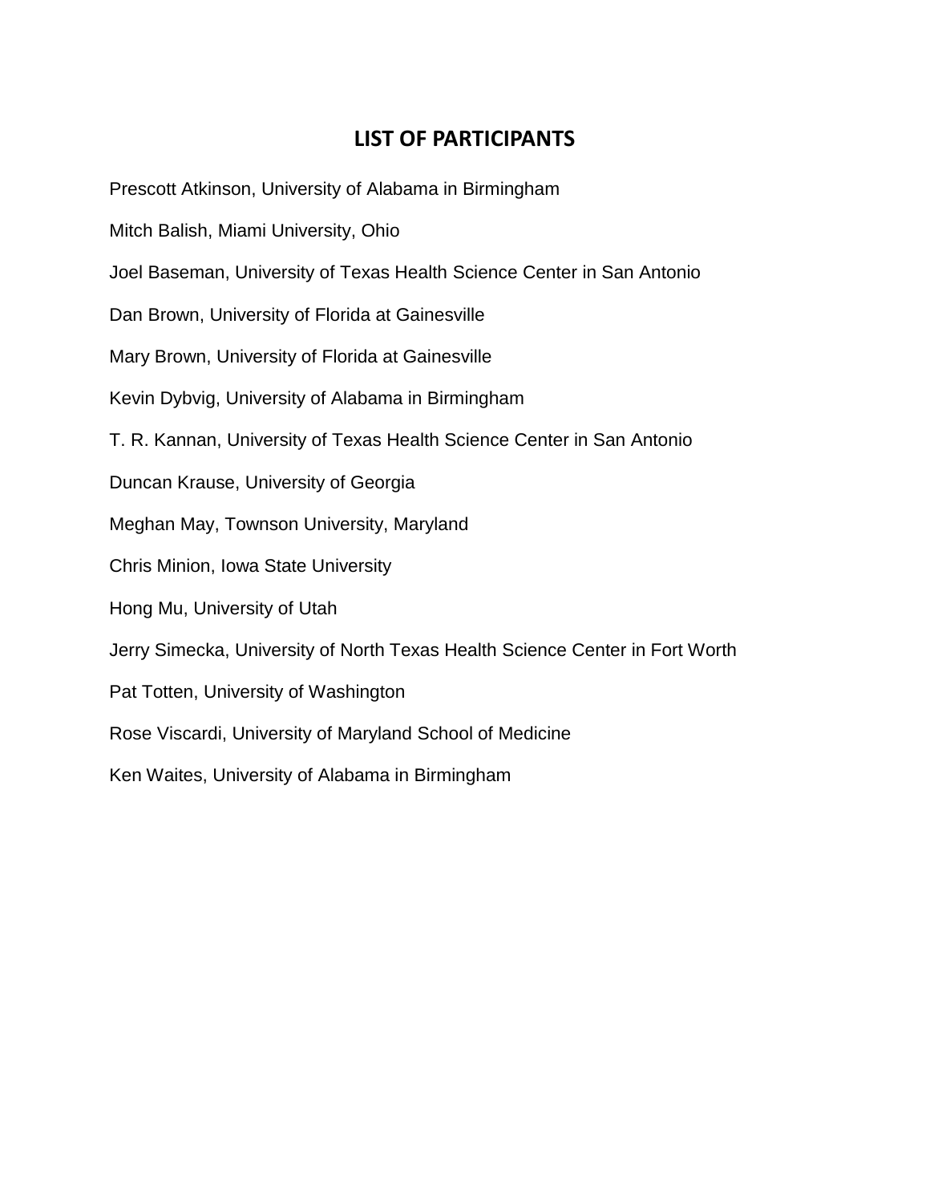## LIST OF PARTICIPANTS

Prescott Atkinson, University of Alabama in Birmingham

Mitch Balish, Miami University, Ohio

Joel Baseman, University of Texas Health Science Center in San Antonio

Dan Brown, University of Florida at Gainesville

Mary Brown, University of Florida at Gainesville

Kevin Dybvig, University of Alabama in Birmingham

T. R. Kannan, University of Texas Health Science Center in San Antonio

Duncan Krause, University of Georgia

Meghan May, Townson University, Maryland

Chris Minion, Iowa State University

Hong Mu, University of Utah

Jerry Simecka, University of North Texas Health Science Center in Fort Worth

Pat Totten, University of Washington

Rose Viscardi, University of Maryland School of Medicine

Ken Waites, University of Alabama in Birmingham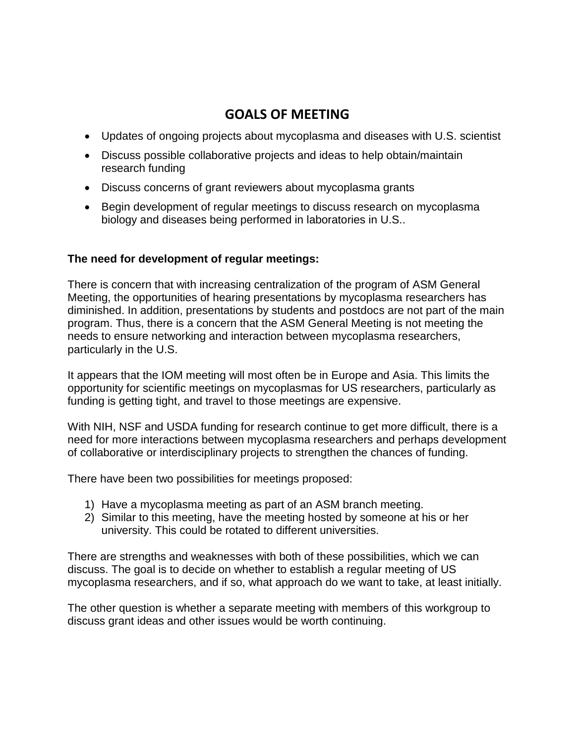# GOALS OF MEETING

- Updates of ongoing projects about mycoplasma and diseases with U.S. scientist
- Discuss possible collaborative projects and ideas to help obtain/maintain research funding
- Discuss concerns of grant reviewers about mycoplasma grants
- Begin development of regular meetings to discuss research on mycoplasma biology and diseases being performed in laboratories in U.S..

**The need for development of regular meetings:**

There is concern that with increasing centralization of the program of ASM General Meeting, the opportunities of hearing presentations by mycoplasma researchers has diminished. In addition, presentations by students and postdocs are not part of the main program. Thus, there is a concern that the ASM General Meeting is not meeting the needs to ensure networking and interaction between mycoplasma researchers, particularly in the U.S.

It appears that the IOM meeting will most often be in Europe and Asia. This limits the opportunity for scientific meetings on mycoplasmas for US researchers, particularly as funding is getting tight, and travel to those meetings are expensive.

With NIH, NSF and USDA funding for research continue to get more difficult, there is a need for more interactions between mycoplasma researchers and perhaps development of collaborative or interdisciplinary projects to strengthen the chances of funding.

There have been two possibilities for meetings proposed:

1) Have a mycoplasma meeting as part of an ASM branch meeting.
2) Similar to this meeting, have the meeting hosted by someone at his or her university. This could be rotated to different universities.

There are strengths and weaknesses with both of these possibilities, which we can discuss. The goal is to decide on whether to establish a regular meeting of US mycoplasma researchers, and if so, what approach do we want to take, at least initially.

The other question is whether a separate meeting with members of this workgroup to discuss grant ideas and other issues would be worth continuing.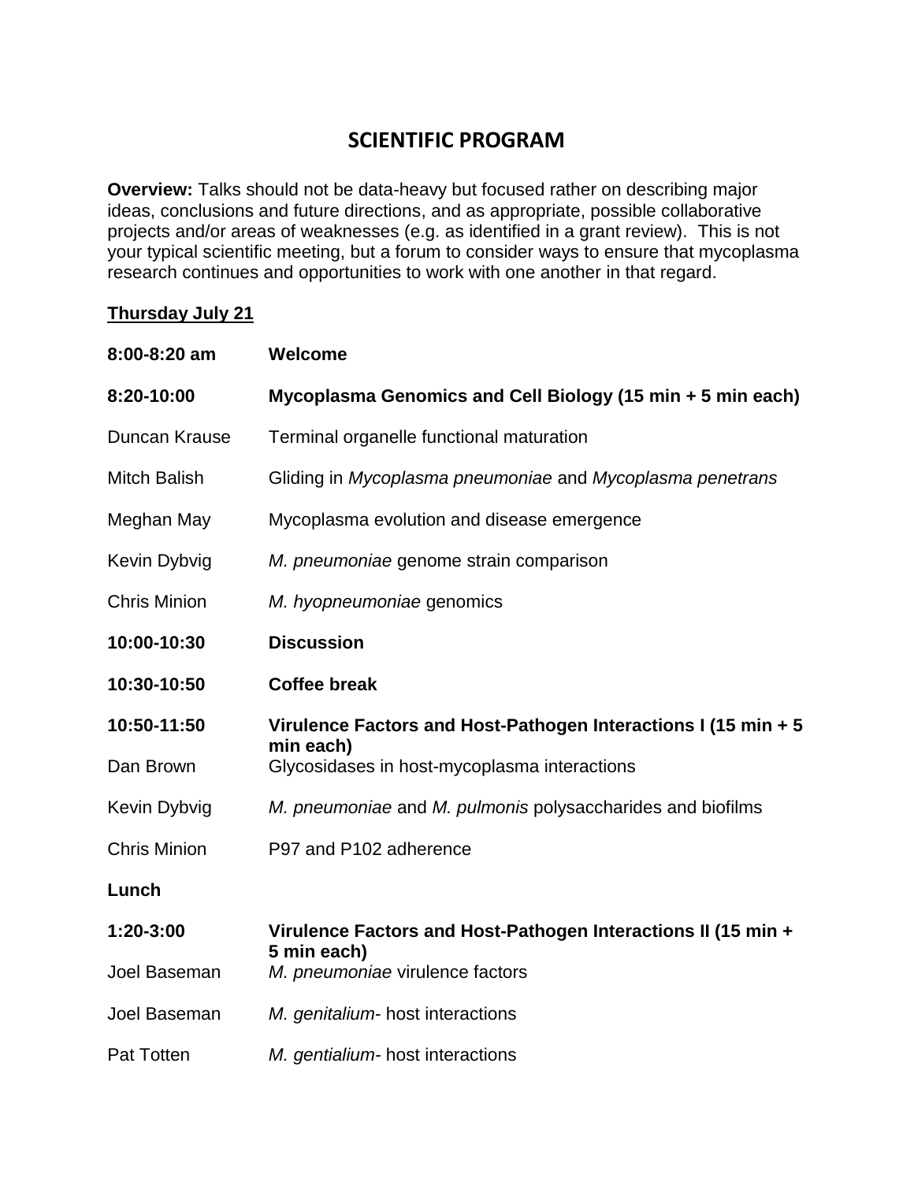# SCIENTIFIC PROGRAM

**Overview:** Talks should not be data-heavy but focused rather on describing major ideas, conclusions and future directions, and as appropriate, possible collaborative projects and/or areas of weaknesses (e.g. as identified in a grant review). This is not your typical scientific meeting, but a forum to consider ways to ensure that mycoplasma research continues and opportunities to work with one another in that regard.

**Thursday July 21**

| | |
|---|---|
| **8:00-8:20 am** | **Welcome** |
| **8:20-10:00** | **Mycoplasma Genomics and Cell Biology (15 min + 5 min each)** |
| Duncan Krause | Terminal organelle functional maturation |
| Mitch Balish | Gliding in *Mycoplasma pneumoniae* and *Mycoplasma penetrans* |
| Meghan May | Mycoplasma evolution and disease emergence |
| Kevin Dybvig | *M. pneumoniae* genome strain comparison |
| Chris Minion | *M. hyopneumoniae* genomics |
| **10:00-10:30** | **Discussion** |
| **10:30-10:50** | **Coffee break** |
| **10:50-11:50** | **Virulence Factors and Host-Pathogen Interactions I (15 min + 5 min each)** |
| Dan Brown | Glycosidases in host-mycoplasma interactions |
| Kevin Dybvig | *M. pneumoniae* and *M. pulmonis* polysaccharides and biofilms |
| Chris Minion | P97 and P102 adherence |
| **Lunch** | |
| **1:20-3:00** | **Virulence Factors and Host-Pathogen Interactions II (15 min + 5 min each)** |
| Joel Baseman | *M. pneumoniae* virulence factors |
| Joel Baseman | *M. genitalium*- host interactions |
| Pat Totten | *M. gentialium*- host interactions |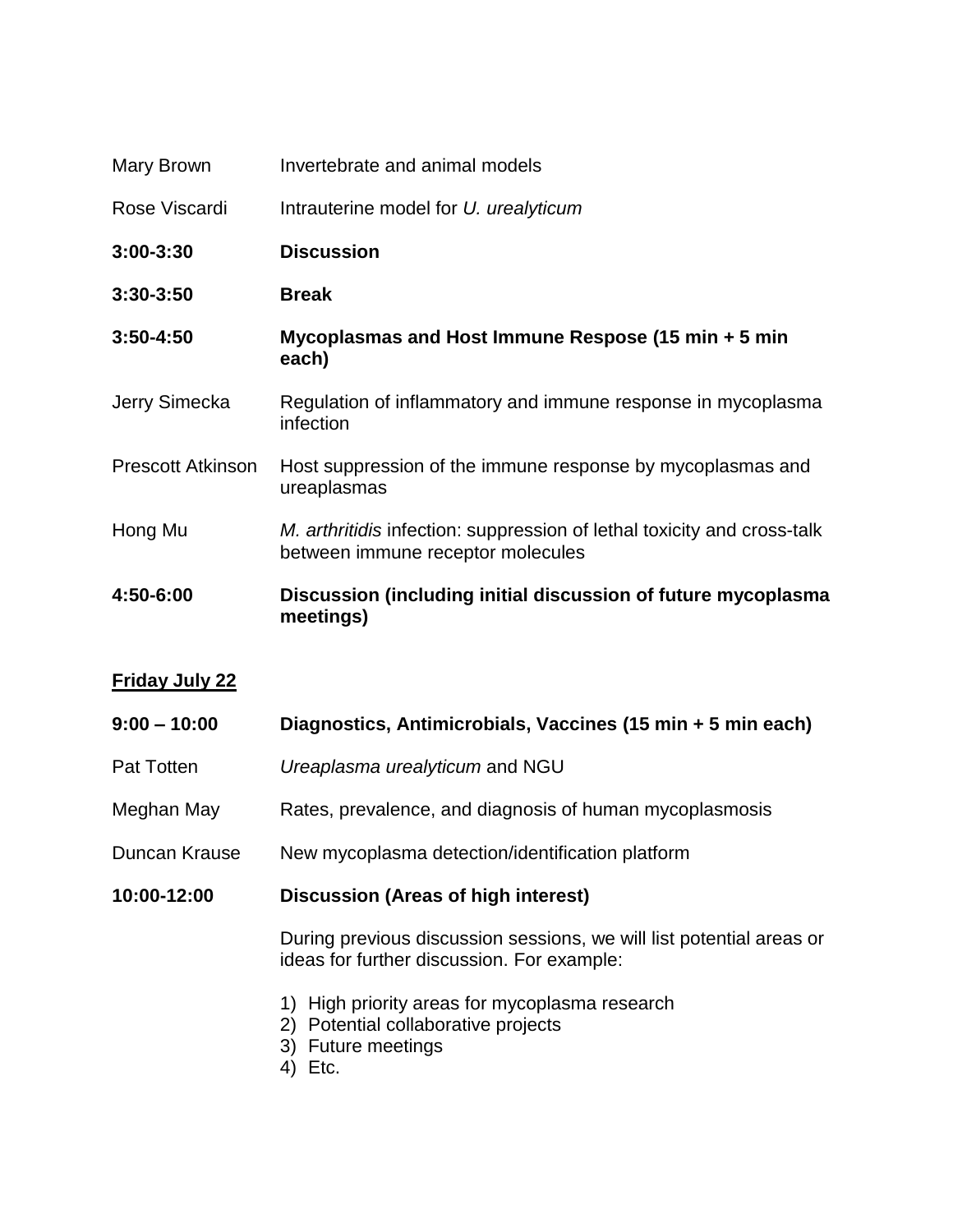| | |
|---|---|
| Mary Brown | Invertebrate and animal models |
| Rose Viscardi | Intrauterine model for *U. urealyticum* |
| **3:00-3:30** | **Discussion** |
| **3:30-3:50** | **Break** |
| **3:50-4:50** | **Mycoplasmas and Host Immune Respose (15 min + 5 min each)** |
| Jerry Simecka | Regulation of inflammatory and immune response in mycoplasma infection |
| Prescott Atkinson | Host suppression of the immune response by mycoplasmas and ureaplasmas |
| Hong Mu | *M. arthritidis* infection: suppression of lethal toxicity and cross-talk between immune receptor molecules |
| **4:50-6:00** | **Discussion (including initial discussion of future mycoplasma meetings)** |

**<u>Friday July 22</u>**

| | |
|---|---|
| **9:00 – 10:00** | **Diagnostics, Antimicrobials, Vaccines (15 min + 5 min each)** |
| Pat Totten | *Ureaplasma urealyticum* and NGU |
| Meghan May | Rates, prevalence, and diagnosis of human mycoplasmosis |
| Duncan Krause | New mycoplasma detection/identification platform |
| **10:00-12:00** | **Discussion (Areas of high interest)** |

During previous discussion sessions, we will list potential areas or ideas for further discussion. For example:

1) High priority areas for mycoplasma research
2) Potential collaborative projects
3) Future meetings
4) Etc.